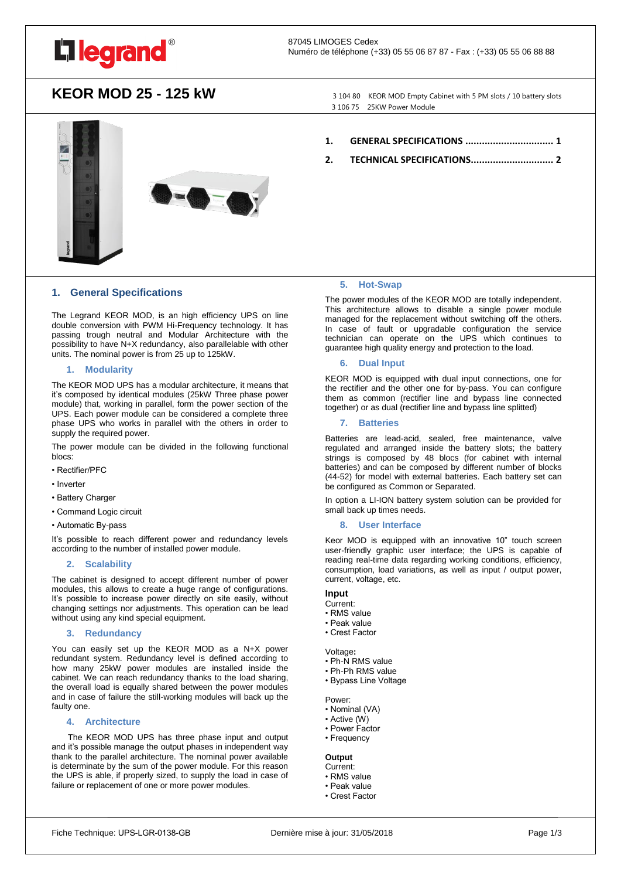87045 LIMOGES Cedex
Numéro de téléphone (+33) 05 55 06 87 87 - Fax : (+33) 05 55 06 88 88

# KEOR MOD 25 - 125 kW

3 104 80 KEOR MOD Empty Cabinet with 5 PM slots / 10 battery slots
3 106 75 25KW Power Module

1. GENERAL SPECIFICATIONS ................................ 1
2. TECHNICAL SPECIFICATIONS............................. 2

## 1. General Specifications

The Legrand KEOR MOD, is an high efficiency UPS on line double conversion with PWM Hi-Frequency technology. It has passing trough neutral and Modular Architecture with the possibility to have N+X redundancy, also parallelable with other units. The nominal power is from 25 up to 125kW.

### 1. Modularity

The KEOR MOD UPS has a modular architecture, it means that it's composed by identical modules (25kW Three phase power module) that, working in parallel, form the power section of the UPS. Each power module can be considered a complete three phase UPS who works in parallel with the others in order to supply the required power.

The power module can be divided in the following functional blocs:

- Rectifier/PFC
- Inverter
- Battery Charger
- Command Logic circuit
- Automatic By-pass

It's possible to reach different power and redundancy levels according to the number of installed power module.

### 2. Scalability

The cabinet is designed to accept different number of power modules, this allows to create a huge range of configurations. It's possible to increase power directly on site easily, without changing settings nor adjustments. This operation can be lead without using any kind special equipment.

### 3. Redundancy

You can easily set up the KEOR MOD as a N+X power redundant system. Redundancy level is defined according to how many 25kW power modules are installed inside the cabinet. We can reach redundancy thanks to the load sharing, the overall load is equally shared between the power modules and in case of failure the still-working modules will back up the faulty one.

### 4. Architecture

The KEOR MOD UPS has three phase input and output and it's possible manage the output phases in independent way thank to the parallel architecture. The nominal power available is determinate by the sum of the power module. For this reason the UPS is able, if properly sized, to supply the load in case of failure or replacement of one or more power modules.

### 5. Hot-Swap

The power modules of the KEOR MOD are totally independent. This architecture allows to disable a single power module managed for the replacement without switching off the others. In case of fault or upgradable configuration the service technician can operate on the UPS which continues to guarantee high quality energy and protection to the load.

### 6. Dual Input

KEOR MOD is equipped with dual input connections, one for the rectifier and the other one for by-pass. You can configure them as common (rectifier line and bypass line connected together) or as dual (rectifier line and bypass line splitted)

### 7. Batteries

Batteries are lead-acid, sealed, free maintenance, valve regulated and arranged inside the battery slots; the battery strings is composed by 48 blocs (for cabinet with internal batteries) and can be composed by different number of blocks (44-52) for model with external batteries. Each battery set can be configured as Common or Separated.

In option a LI-ION battery system solution can be provided for small back up times needs.

### 8. User Interface

Keor MOD is equipped with an innovative 10" touch screen user-friendly graphic user interface; the UPS is capable of reading real-time data regarding working conditions, efficiency, consumption, load variations, as well as input / output power, current, voltage, etc.

**Input**

Current:
- RMS value
- Peak value
- Crest Factor

Voltage**:**
- Ph-N RMS value
- Ph-Ph RMS value
- Bypass Line Voltage

Power:
- Nominal (VA)
- Active (W)
- Power Factor
- Frequency

**Output**

Current:
- RMS value
- Peak value
- Crest Factor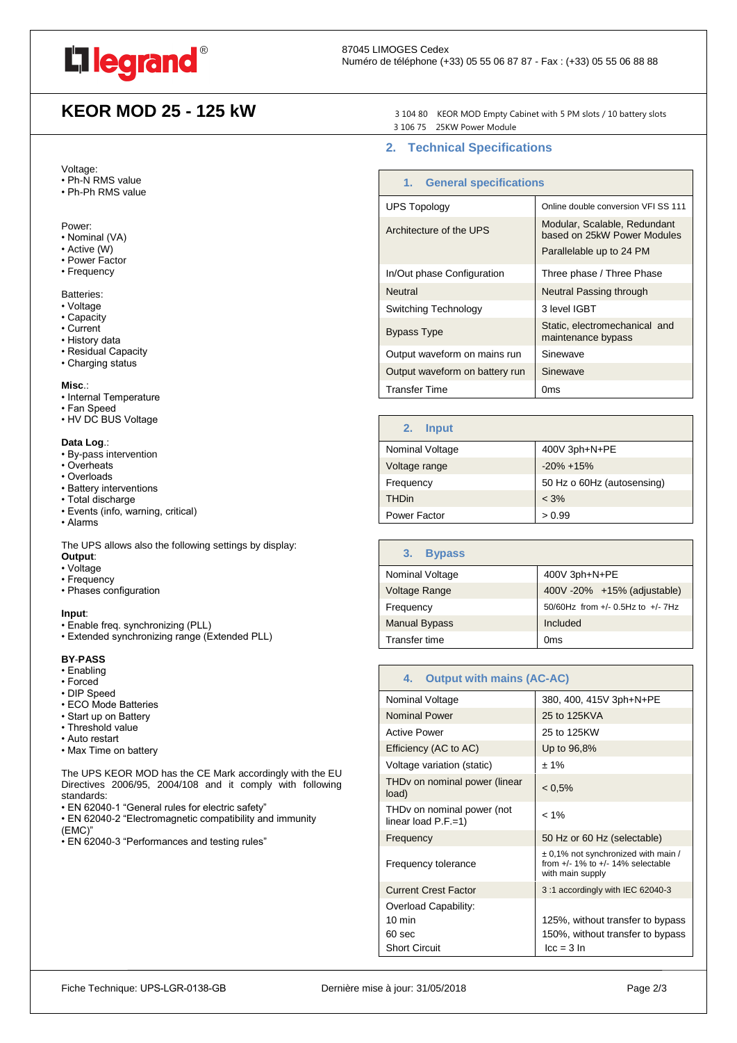# KEOR MOD 25 - 125 kW

3 104 80 KEOR MOD Empty Cabinet with 5 PM slots / 10 battery slots
3 106 75 25KW Power Module

Voltage:
- Ph-N RMS value
- Ph-Ph RMS value

Power:
- Nominal (VA)
- Active (W)
- Power Factor
- Frequency

Batteries:
- Voltage
- Capacity
- Current
- History data
- Residual Capacity
- Charging status

**Misc**.:
- Internal Temperature
- Fan Speed
- HV DC BUS Voltage

**Data Log**.:
- By-pass intervention
- Overheats
- Overloads
- Battery interventions
- Total discharge
- Events (info, warning, critical)
- Alarms

The UPS allows also the following settings by display:

**Output**:
- Voltage
- Frequency
- Phases configuration

**Input**:
- Enable freq. synchronizing (PLL)
- Extended synchronizing range (Extended PLL)

**BY-PASS**
- Enabling
- Forced
- DIP Speed
- ECO Mode Batteries
- Start up on Battery
- Threshold value
- Auto restart
- Max Time on battery

The UPS KEOR MOD has the CE Mark accordingly with the EU Directives 2006/95, 2004/108 and it comply with following standards:
- EN 62040-1 "General rules for electric safety"
- EN 62040-2 "Electromagnetic compatibility and immunity (EMC)"
- EN 62040-3 "Performances and testing rules"

## 2. Technical Specifications

### 1. General specifications

| | |
|---|---|
| UPS Topology | Online double conversion VFI SS 111 |
| Architecture of the UPS | Modular, Scalable, Redundant based on 25kW Power Modules<br>Parallelable up to 24 PM |
| In/Out phase Configuration | Three phase / Three Phase |
| Neutral | Neutral Passing through |
| Switching Technology | 3 level IGBT |
| Bypass Type | Static, electromechanical and maintenance bypass |
| Output waveform on mains run | Sinewave |
| Output waveform on battery run | Sinewave |
| Transfer Time | 0ms |

### 2. Input

| | |
|---|---|
| Nominal Voltage | 400V 3ph+N+PE |
| Voltage range | -20% +15% |
| Frequency | 50 Hz o 60Hz (autosensing) |
| THDin | < 3% |
| Power Factor | > 0.99 |

### 3. Bypass

| | |
|---|---|
| Nominal Voltage | 400V 3ph+N+PE |
| Voltage Range | 400V -20% +15% (adjustable) |
| Frequency | 50/60Hz from +/- 0.5Hz to +/- 7Hz |
| Manual Bypass | Included |
| Transfer time | 0ms |

### 4. Output with mains (AC-AC)

| | |
|---|---|
| Nominal Voltage | 380, 400, 415V 3ph+N+PE |
| Nominal Power | 25 to 125KVA |
| Active Power | 25 to 125KW |
| Efficiency (AC to AC) | Up to 96,8% |
| Voltage variation (static) | ± 1% |
| THDv on nominal power (linear load) | < 0,5% |
| THDv on nominal power (not linear load P.F.=1) | < 1% |
| Frequency | 50 Hz or 60 Hz (selectable) |
| Frequency tolerance | ± 0,1% not synchronized with main / from +/- 1% to +/- 14% selectable with main supply |
| Current Crest Factor | 3 :1 accordingly with IEC 62040-3 |
| Overload Capability: | |
| 10 min | 125%, without transfer to bypass |
| 60 sec | 150%, without transfer to bypass |
| Short Circuit | Icc = 3 In |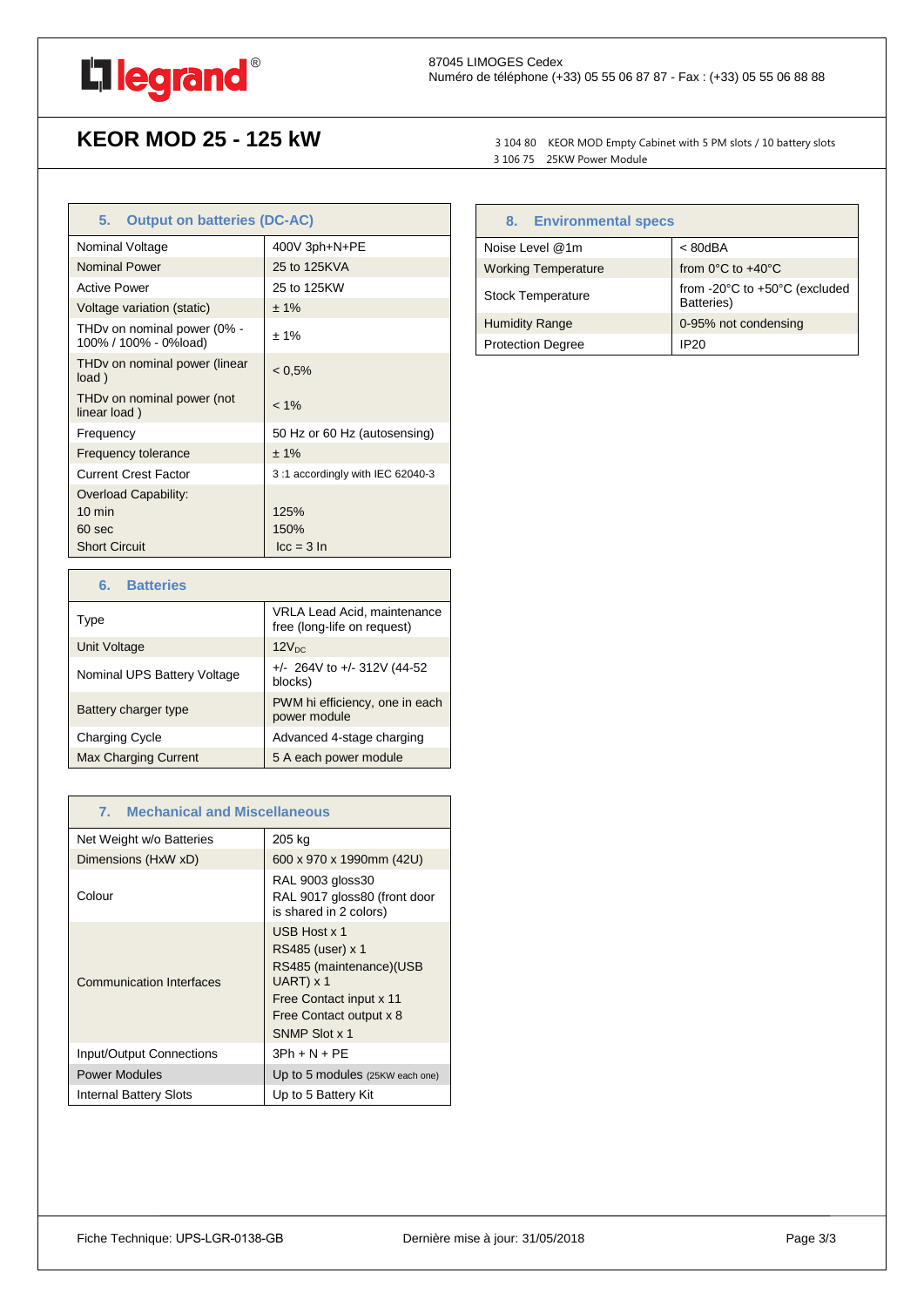87045 LIMOGES Cedex
Numéro de téléphone (+33) 05 55 06 87 87 - Fax : (+33) 05 55 06 88 88

# KEOR MOD 25 - 125 kW

3 104 80 KEOR MOD Empty Cabinet with 5 PM slots / 10 battery slots
3 106 75 25KW Power Module

## 5. Output on batteries (DC-AC)

| | |
|---|---|
| Nominal Voltage | 400V 3ph+N+PE |
| Nominal Power | 25 to 125KVA |
| Active Power | 25 to 125KW |
| Voltage variation (static) | ± 1% |
| THDv on nominal power (0% - 100% - 0%load) | ± 1% |
| THDv on nominal power (linear load ) | < 0,5% |
| THDv on nominal power (not linear load ) | < 1% |
| Frequency | 50 Hz or 60 Hz (autosensing) |
| Frequency tolerance | ± 1% |
| Current Crest Factor | 3 :1 accordingly with IEC 62040-3 |
| Overload Capability: 10 min / 60 sec / Short Circuit | 125% / 150% / Icc = 3 In |

## 6. Batteries

| | |
|---|---|
| Type | VRLA Lead Acid, maintenance free (long-life on request) |
| Unit Voltage | $12V_{DC}$ |
| Nominal UPS Battery Voltage | +/- 264V to +/- 312V (44-52 blocks) |
| Battery charger type | PWM hi efficiency, one in each power module |
| Charging Cycle | Advanced 4-stage charging |
| Max Charging Current | 5 A each power module |

## 7. Mechanical and Miscellaneous

| | |
|---|---|
| Net Weight w/o Batteries | 205 kg |
| Dimensions (HxW xD) | 600 x 970 x 1990mm (42U) |
| Colour | RAL 9003 gloss30<br>RAL 9017 gloss80 (front door is shared in 2 colors) |
| Communication Interfaces | USB Host x 1<br>RS485 (user) x 1<br>RS485 (maintenance)(USB UART) x 1<br>Free Contact input x 11<br>Free Contact output x 8<br>SNMP Slot x 1 |
| Input/Output Connections | 3Ph + N + PE |
| Power Modules | Up to 5 modules (25KW each one) |
| Internal Battery Slots | Up to 5 Battery Kit |

## 8. Environmental specs

| | |
|---|---|
| Noise Level @1m | < 80dBA |
| Working Temperature | from 0°C to +40°C |
| Stock Temperature | from -20°C to +50°C (excluded Batteries) |
| Humidity Range | 0-95% not condensing |
| Protection Degree | IP20 |

Fiche Technique: UPS-LGR-0138-GB Dernière mise à jour: 31/05/2018